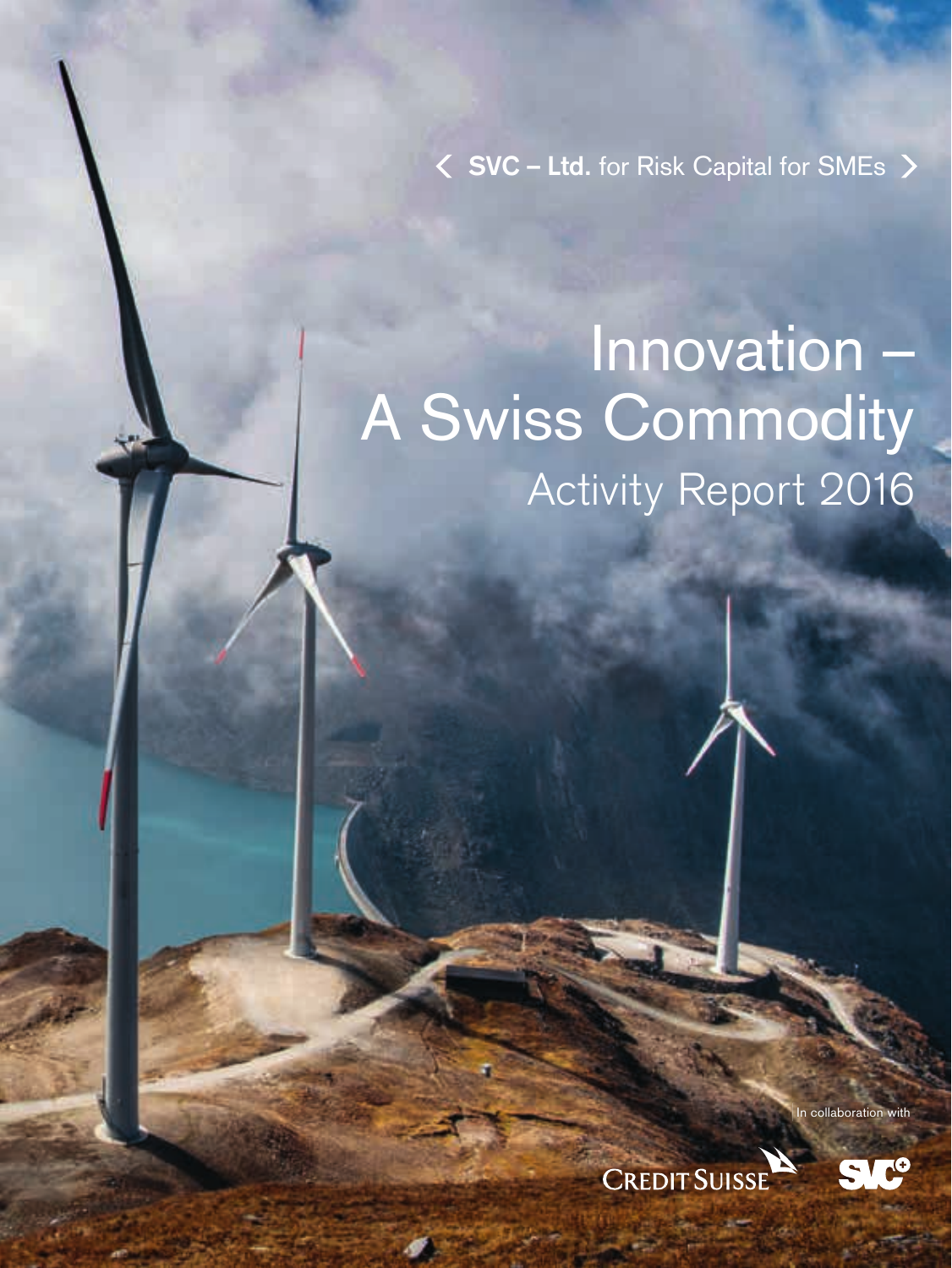‹ **SVC – Ltd.** for Risk Capital for SMEs ›

# Innovation – A Swiss Commodity

## Activity Report 2016

In collaboration with

CREDIT SUISSE

SVC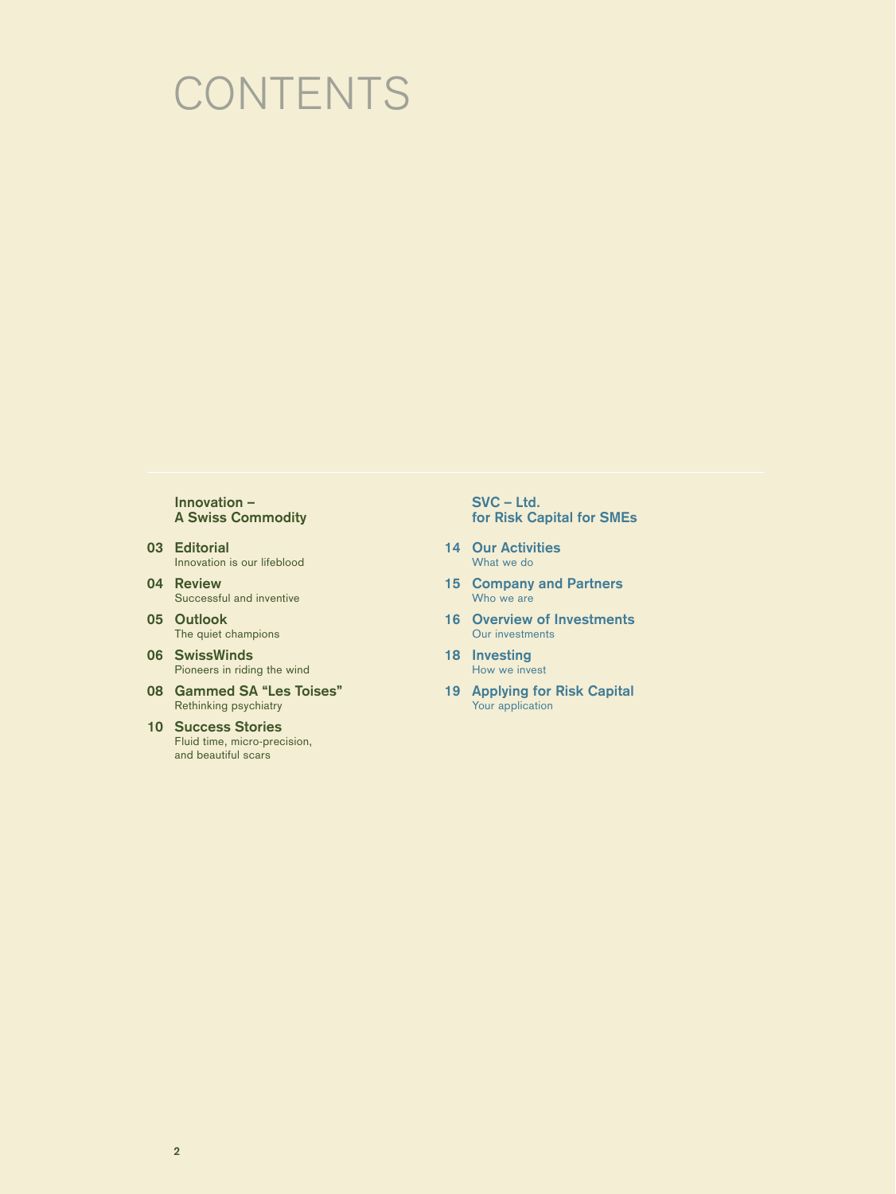# CONTENTS

## Innovation – A Swiss Commodity

**03 Editorial**
Innovation is our lifeblood

**04 Review**
Successful and inventive

**05 Outlook**
The quiet champions

**06 SwissWinds**
Pioneers in riding the wind

**08 Gammed SA "Les Toises"**
Rethinking psychiatry

**10 Success Stories**
Fluid time, micro-precision, and beautiful scars

## SVC – Ltd. for Risk Capital for SMEs

**14 Our Activities**
What we do

**15 Company and Partners**
Who we are

**16 Overview of Investments**
Our investments

**18 Investing**
How we invest

**19 Applying for Risk Capital**
Your application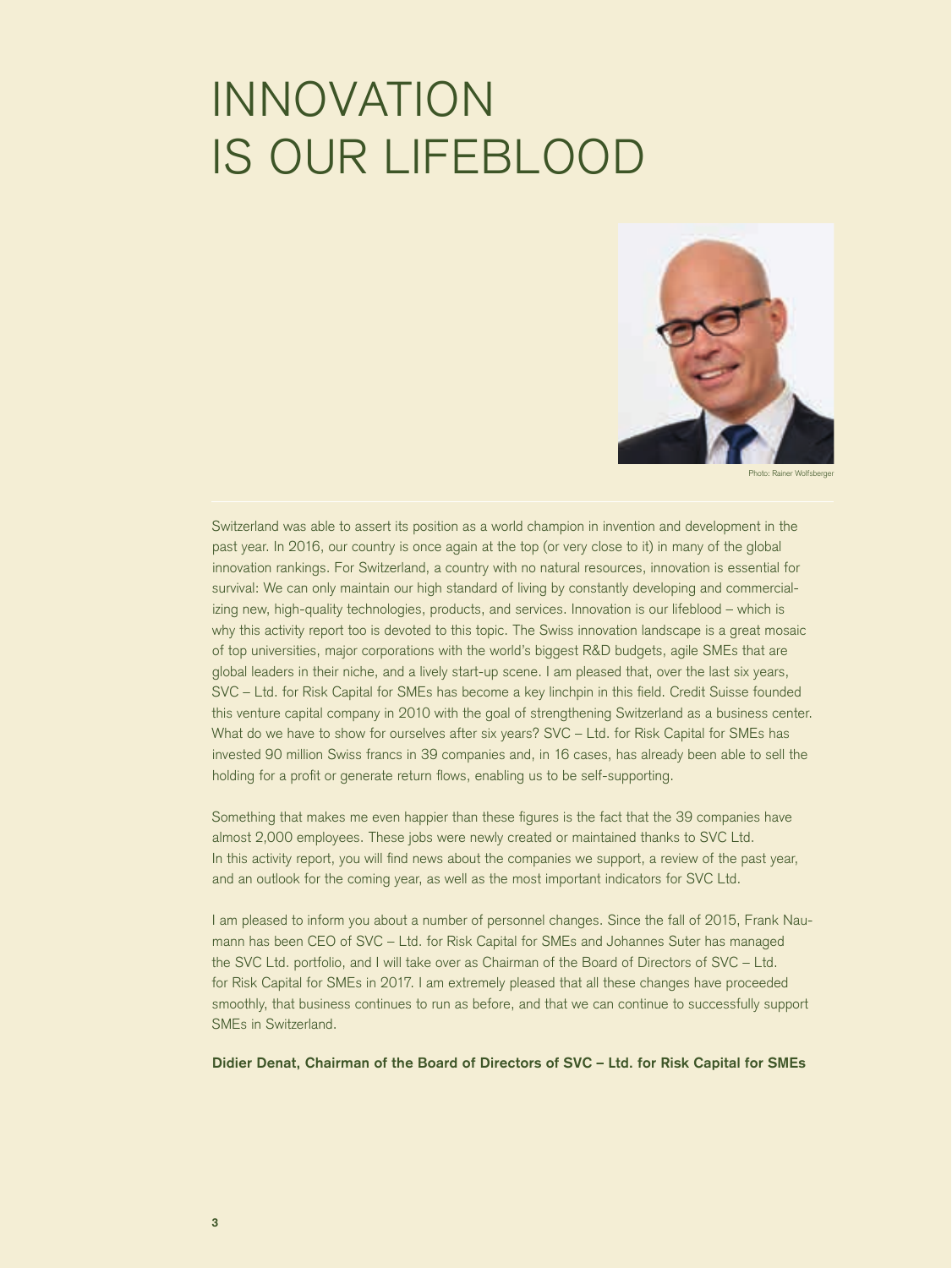# INNOVATION IS OUR LIFEBLOOD

Photo: Rainer Wolfsberger

Switzerland was able to assert its position as a world champion in invention and development in the past year. In 2016, our country is once again at the top (or very close to it) in many of the global innovation rankings. For Switzerland, a country with no natural resources, innovation is essential for survival: We can only maintain our high standard of living by constantly developing and commercializing new, high-quality technologies, products, and services. Innovation is our lifeblood – which is why this activity report too is devoted to this topic. The Swiss innovation landscape is a great mosaic of top universities, major corporations with the world's biggest R&D budgets, agile SMEs that are global leaders in their niche, and a lively start-up scene. I am pleased that, over the last six years, SVC – Ltd. for Risk Capital for SMEs has become a key linchpin in this field. Credit Suisse founded this venture capital company in 2010 with the goal of strengthening Switzerland as a business center. What do we have to show for ourselves after six years? SVC – Ltd. for Risk Capital for SMEs has invested 90 million Swiss francs in 39 companies and, in 16 cases, has already been able to sell the holding for a profit or generate return flows, enabling us to be self-supporting.

Something that makes me even happier than these figures is the fact that the 39 companies have almost 2,000 employees. These jobs were newly created or maintained thanks to SVC Ltd. In this activity report, you will find news about the companies we support, a review of the past year, and an outlook for the coming year, as well as the most important indicators for SVC Ltd.

I am pleased to inform you about a number of personnel changes. Since the fall of 2015, Frank Naumann has been CEO of SVC – Ltd. for Risk Capital for SMEs and Johannes Suter has managed the SVC Ltd. portfolio, and I will take over as Chairman of the Board of Directors of SVC – Ltd. for Risk Capital for SMEs in 2017. I am extremely pleased that all these changes have proceeded smoothly, that business continues to run as before, and that we can continue to successfully support SMEs in Switzerland.

**Didier Denat, Chairman of the Board of Directors of SVC – Ltd. for Risk Capital for SMEs**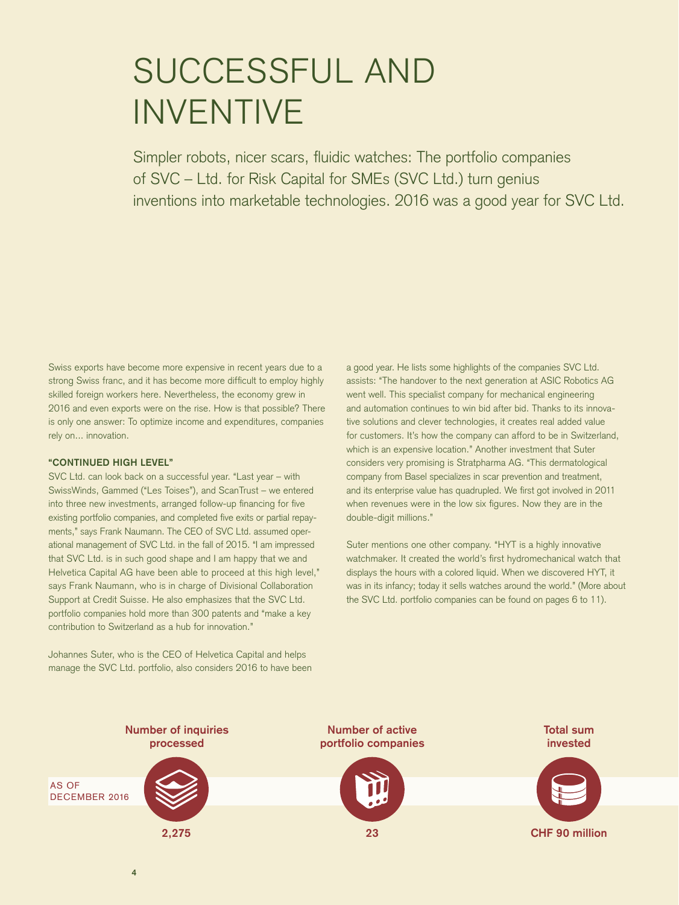# SUCCESSFUL AND INVENTIVE

Simpler robots, nicer scars, fluidic watches: The portfolio companies of SVC – Ltd. for Risk Capital for SMEs (SVC Ltd.) turn genius inventions into marketable technologies. 2016 was a good year for SVC Ltd.

Swiss exports have become more expensive in recent years due to a strong Swiss franc, and it has become more difficult to employ highly skilled foreign workers here. Nevertheless, the economy grew in 2016 and even exports were on the rise. How is that possible? There is only one answer: To optimize income and expenditures, companies rely on... innovation.

### "CONTINUED HIGH LEVEL"

SVC Ltd. can look back on a successful year. "Last year – with SwissWinds, Gammed ("Les Toises"), and ScanTrust – we entered into three new investments, arranged follow-up financing for five existing portfolio companies, and completed five exits or partial repayments," says Frank Naumann. The CEO of SVC Ltd. assumed operational management of SVC Ltd. in the fall of 2015. "I am impressed that SVC Ltd. is in such good shape and I am happy that we and Helvetica Capital AG have been able to proceed at this high level," says Frank Naumann, who is in charge of Divisional Collaboration Support at Credit Suisse. He also emphasizes that the SVC Ltd. portfolio companies hold more than 300 patents and "make a key contribution to Switzerland as a hub for innovation."

Johannes Suter, who is the CEO of Helvetica Capital and helps manage the SVC Ltd. portfolio, also considers 2016 to have been a good year. He lists some highlights of the companies SVC Ltd. assists: "The handover to the next generation at ASIC Robotics AG went well. This specialist company for mechanical engineering and automation continues to win bid after bid. Thanks to its innovative solutions and clever technologies, it creates real added value for customers. It's how the company can afford to be in Switzerland, which is an expensive location." Another investment that Suter considers very promising is Stratpharma AG. "This dermatological company from Basel specializes in scar prevention and treatment, and its enterprise value has quadrupled. We first got involved in 2011 when revenues were in the low six figures. Now they are in the double-digit millions."

Suter mentions one other company. "HYT is a highly innovative watchmaker. It created the world's first hydromechanical watch that displays the hours with a colored liquid. When we discovered HYT, it was in its infancy; today it sells watches around the world." (More about the SVC Ltd. portfolio companies can be found on pages 6 to 11).

AS OF DECEMBER 2016

| Number of inquiries processed | Number of active portfolio companies | Total sum invested |
|---|---|---|
| 2,275 | 23 | CHF 90 million |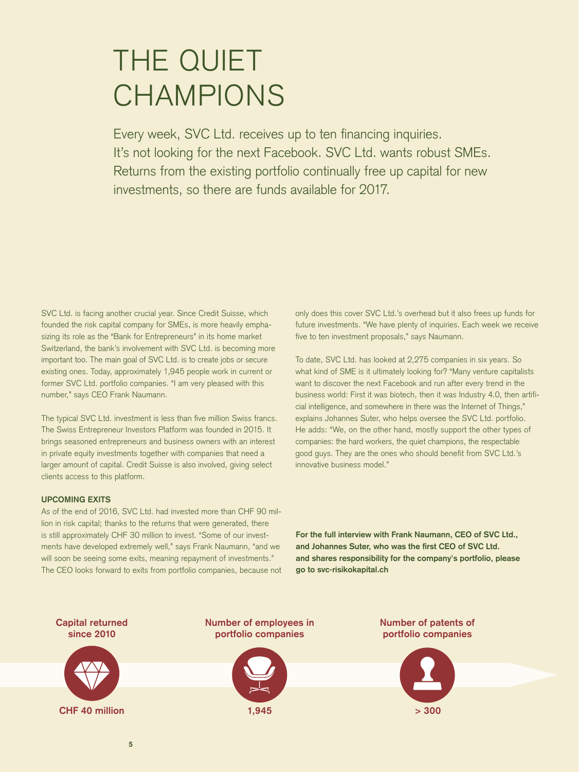# THE QUIET CHAMPIONS

Every week, SVC Ltd. receives up to ten financing inquiries. It's not looking for the next Facebook. SVC Ltd. wants robust SMEs. Returns from the existing portfolio continually free up capital for new investments, so there are funds available for 2017.

SVC Ltd. is facing another crucial year. Since Credit Suisse, which founded the risk capital company for SMEs, is more heavily emphasizing its role as the "Bank for Entrepreneurs" in its home market Switzerland, the bank's involvement with SVC Ltd. is becoming more important too. The main goal of SVC Ltd. is to create jobs or secure existing ones. Today, approximately 1,945 people work in current or former SVC Ltd. portfolio companies. "I am very pleased with this number," says CEO Frank Naumann.

The typical SVC Ltd. investment is less than five million Swiss francs. The Swiss Entrepreneur Investors Platform was founded in 2015. It brings seasoned entrepreneurs and business owners with an interest in private equity investments together with companies that need a larger amount of capital. Credit Suisse is also involved, giving select clients access to this platform.

**UPCOMING EXITS**

As of the end of 2016, SVC Ltd. had invested more than CHF 90 million in risk capital; thanks to the returns that were generated, there is still approximately CHF 30 million to invest. "Some of our investments have developed extremely well," says Frank Naumann, "and we will soon be seeing some exits, meaning repayment of investments." The CEO looks forward to exits from portfolio companies, because not only does this cover SVC Ltd.'s overhead but it also frees up funds for future investments. "We have plenty of inquiries. Each week we receive five to ten investment proposals," says Naumann.

To date, SVC Ltd. has looked at 2,275 companies in six years. So what kind of SME is it ultimately looking for? "Many venture capitalists want to discover the next Facebook and run after every trend in the business world: First it was biotech, then it was Industry 4.0, then artificial intelligence, and somewhere in there was the Internet of Things," explains Johannes Suter, who helps oversee the SVC Ltd. portfolio. He adds: "We, on the other hand, mostly support the other types of companies: the hard workers, the quiet champions, the respectable good guys. They are the ones who should benefit from SVC Ltd.'s innovative business model."

**For the full interview with Frank Naumann, CEO of SVC Ltd., and Johannes Suter, who was the first CEO of SVC Ltd. and shares responsibility for the company's portfolio, please go to svc-risikokapital.ch**

**Capital returned since 2010**

**CHF 40 million**

**Number of employees in portfolio companies**

**1,945**

**Number of patents of portfolio companies**

**> 300**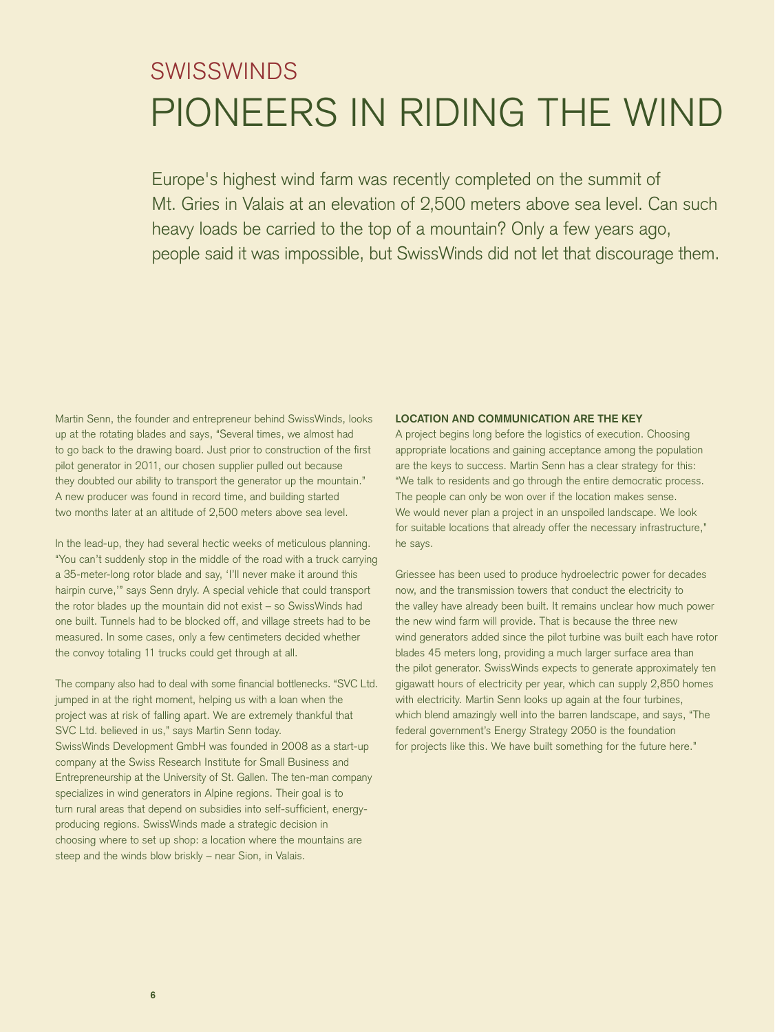## SWISSWINDS

# PIONEERS IN RIDING THE WIND

Europe's highest wind farm was recently completed on the summit of Mt. Gries in Valais at an elevation of 2,500 meters above sea level. Can such heavy loads be carried to the top of a mountain? Only a few years ago, people said it was impossible, but SwissWinds did not let that discourage them.

Martin Senn, the founder and entrepreneur behind SwissWinds, looks up at the rotating blades and says, "Several times, we almost had to go back to the drawing board. Just prior to construction of the first pilot generator in 2011, our chosen supplier pulled out because they doubted our ability to transport the generator up the mountain." A new producer was found in record time, and building started two months later at an altitude of 2,500 meters above sea level.

In the lead-up, they had several hectic weeks of meticulous planning. "You can't suddenly stop in the middle of the road with a truck carrying a 35-meter-long rotor blade and say, 'I'll never make it around this hairpin curve,'" says Senn dryly. A special vehicle that could transport the rotor blades up the mountain did not exist – so SwissWinds had one built. Tunnels had to be blocked off, and village streets had to be measured. In some cases, only a few centimeters decided whether the convoy totaling 11 trucks could get through at all.

The company also had to deal with some financial bottlenecks. "SVC Ltd. jumped in at the right moment, helping us with a loan when the project was at risk of falling apart. We are extremely thankful that SVC Ltd. believed in us," says Martin Senn today.
SwissWinds Development GmbH was founded in 2008 as a start-up company at the Swiss Research Institute for Small Business and Entrepreneurship at the University of St. Gallen. The ten-man company specializes in wind generators in Alpine regions. Their goal is to turn rural areas that depend on subsidies into self-sufficient, energy-producing regions. SwissWinds made a strategic decision in choosing where to set up shop: a location where the mountains are steep and the winds blow briskly – near Sion, in Valais.

### LOCATION AND COMMUNICATION ARE THE KEY

A project begins long before the logistics of execution. Choosing appropriate locations and gaining acceptance among the population are the keys to success. Martin Senn has a clear strategy for this: "We talk to residents and go through the entire democratic process. The people can only be won over if the location makes sense. We would never plan a project in an unspoiled landscape. We look for suitable locations that already offer the necessary infrastructure," he says.

Griessee has been used to produce hydroelectric power for decades now, and the transmission towers that conduct the electricity to the valley have already been built. It remains unclear how much power the new wind farm will provide. That is because the three new wind generators added since the pilot turbine was built each have rotor blades 45 meters long, providing a much larger surface area than the pilot generator. SwissWinds expects to generate approximately ten gigawatt hours of electricity per year, which can supply 2,850 homes with electricity. Martin Senn looks up again at the four turbines, which blend amazingly well into the barren landscape, and says, "The federal government's Energy Strategy 2050 is the foundation for projects like this. We have built something for the future here."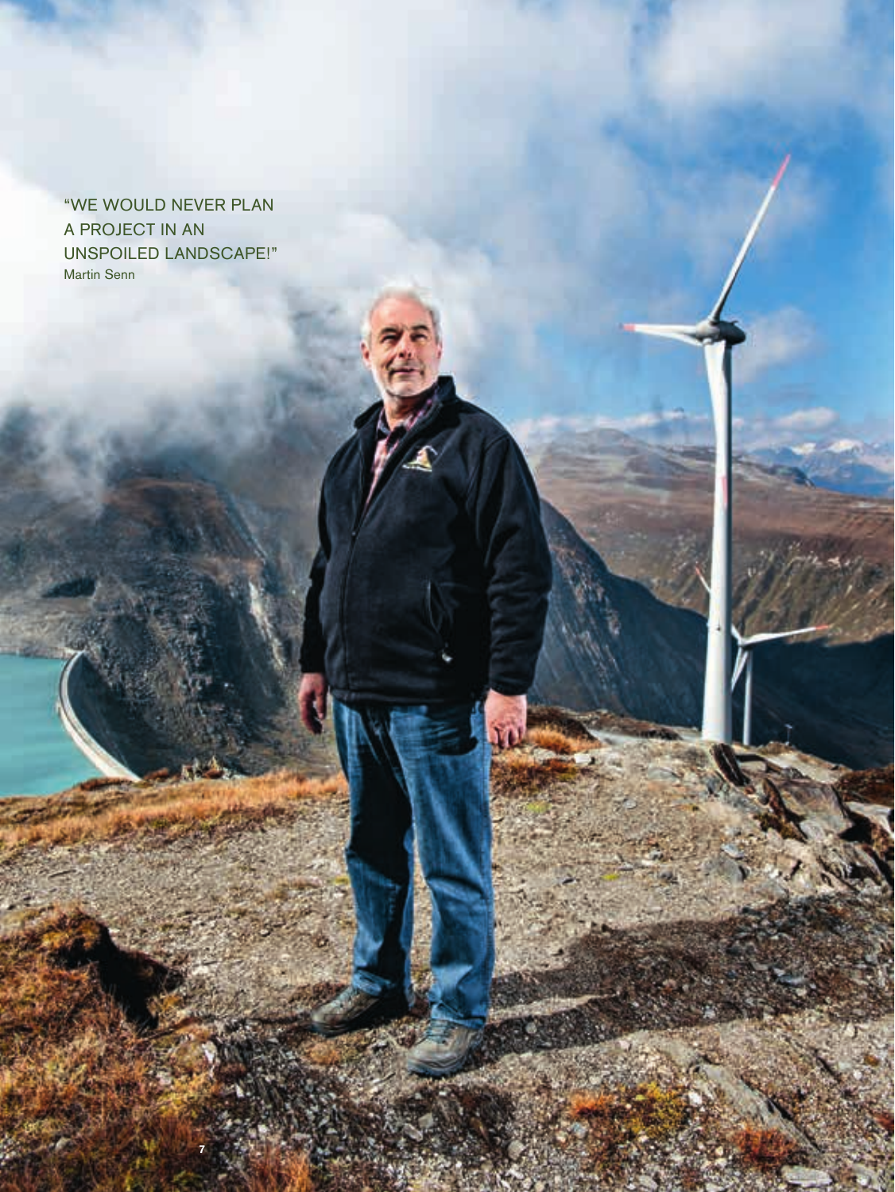"WE WOULD NEVER PLAN A PROJECT IN AN UNSPOILED LANDSCAPE!"
Martin Senn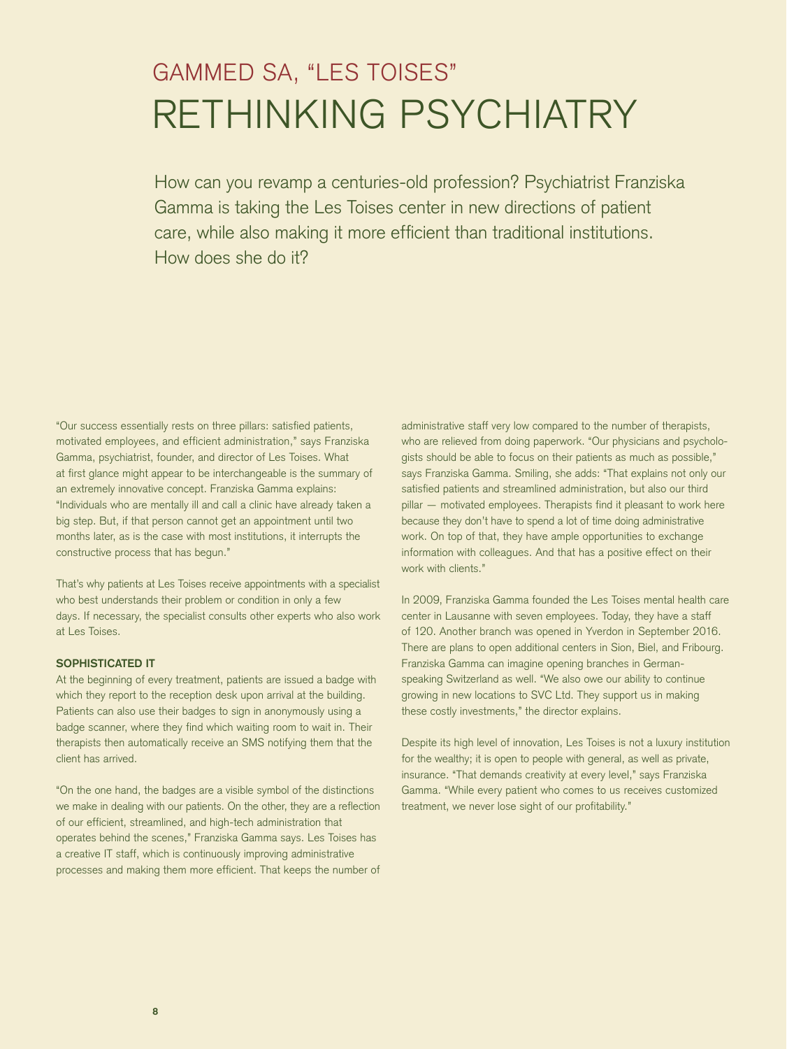## GAMMED SA, "LES TOISES"

# RETHINKING PSYCHIATRY

How can you revamp a centuries-old profession? Psychiatrist Franziska Gamma is taking the Les Toises center in new directions of patient care, while also making it more efficient than traditional institutions. How does she do it?

"Our success essentially rests on three pillars: satisfied patients, motivated employees, and efficient administration," says Franziska Gamma, psychiatrist, founder, and director of Les Toises. What at first glance might appear to be interchangeable is the summary of an extremely innovative concept. Franziska Gamma explains: "Individuals who are mentally ill and call a clinic have already taken a big step. But, if that person cannot get an appointment until two months later, as is the case with most institutions, it interrupts the constructive process that has begun."

That's why patients at Les Toises receive appointments with a specialist who best understands their problem or condition in only a few days. If necessary, the specialist consults other experts who also work at Les Toises.

**SOPHISTICATED IT**

At the beginning of every treatment, patients are issued a badge with which they report to the reception desk upon arrival at the building. Patients can also use their badges to sign in anonymously using a badge scanner, where they find which waiting room to wait in. Their therapists then automatically receive an SMS notifying them that the client has arrived.

"On the one hand, the badges are a visible symbol of the distinctions we make in dealing with our patients. On the other, they are a reflection of our efficient, streamlined, and high-tech administration that operates behind the scenes," Franziska Gamma says. Les Toises has a creative IT staff, which is continuously improving administrative processes and making them more efficient. That keeps the number of administrative staff very low compared to the number of therapists, who are relieved from doing paperwork. "Our physicians and psychologists should be able to focus on their patients as much as possible," says Franziska Gamma. Smiling, she adds: "That explains not only our satisfied patients and streamlined administration, but also our third pillar — motivated employees. Therapists find it pleasant to work here because they don't have to spend a lot of time doing administrative work. On top of that, they have ample opportunities to exchange information with colleagues. And that has a positive effect on their work with clients."

In 2009, Franziska Gamma founded the Les Toises mental health care center in Lausanne with seven employees. Today, they have a staff of 120. Another branch was opened in Yverdon in September 2016. There are plans to open additional centers in Sion, Biel, and Fribourg. Franziska Gamma can imagine opening branches in German-speaking Switzerland as well. "We also owe our ability to continue growing in new locations to SVC Ltd. They support us in making these costly investments," the director explains.

Despite its high level of innovation, Les Toises is not a luxury institution for the wealthy; it is open to people with general, as well as private, insurance. "That demands creativity at every level," says Franziska Gamma. "While every patient who comes to us receives customized treatment, we never lose sight of our profitability."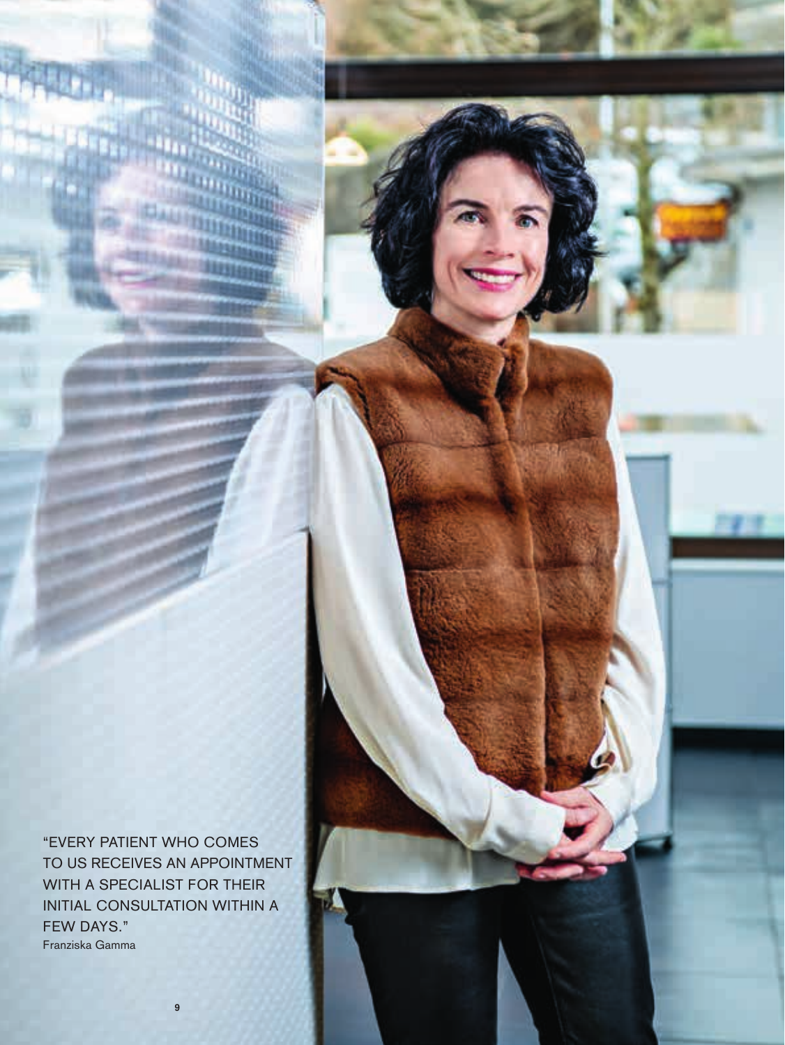"EVERY PATIENT WHO COMES TO US RECEIVES AN APPOINTMENT WITH A SPECIALIST FOR THEIR INITIAL CONSULTATION WITHIN A FEW DAYS."

Franziska Gamma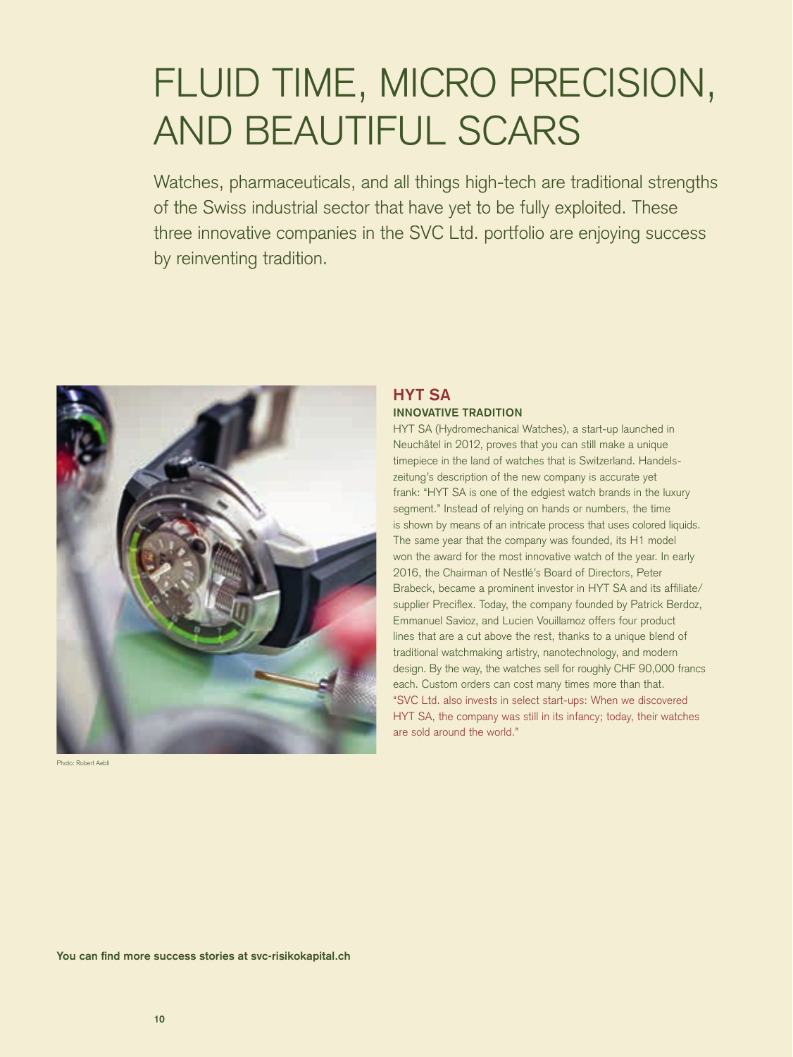# FLUID TIME, MICRO PRECISION, AND BEAUTIFUL SCARS

Watches, pharmaceuticals, and all things high-tech are traditional strengths of the Swiss industrial sector that have yet to be fully exploited. These three innovative companies in the SVC Ltd. portfolio are enjoying success by reinventing tradition.

Photo: Robert Aebli

## HYT SA

### INNOVATIVE TRADITION

HYT SA (Hydromechanical Watches), a start-up launched in Neuchâtel in 2012, proves that you can still make a unique timepiece in the land of watches that is Switzerland. Handelszeitung's description of the new company is accurate yet frank: "HYT SA is one of the edgiest watch brands in the luxury segment." Instead of relying on hands or numbers, the time is shown by means of an intricate process that uses colored liquids. The same year that the company was founded, its H1 model won the award for the most innovative watch of the year. In early 2016, the Chairman of Nestlé's Board of Directors, Peter Brabeck, became a prominent investor in HYT SA and its affiliate/supplier Preciflex. Today, the company founded by Patrick Berdoz, Emmanuel Savioz, and Lucien Vouillamoz offers four product lines that are a cut above the rest, thanks to a unique blend of traditional watchmaking artistry, nanotechnology, and modern design. By the way, the watches sell for roughly CHF 90,000 francs each. Custom orders can cost many times more than that.

"SVC Ltd. also invests in select start-ups: When we discovered HYT SA, the company was still in its infancy; today, their watches are sold around the world."

**You can find more success stories at svc-risikokapital.ch**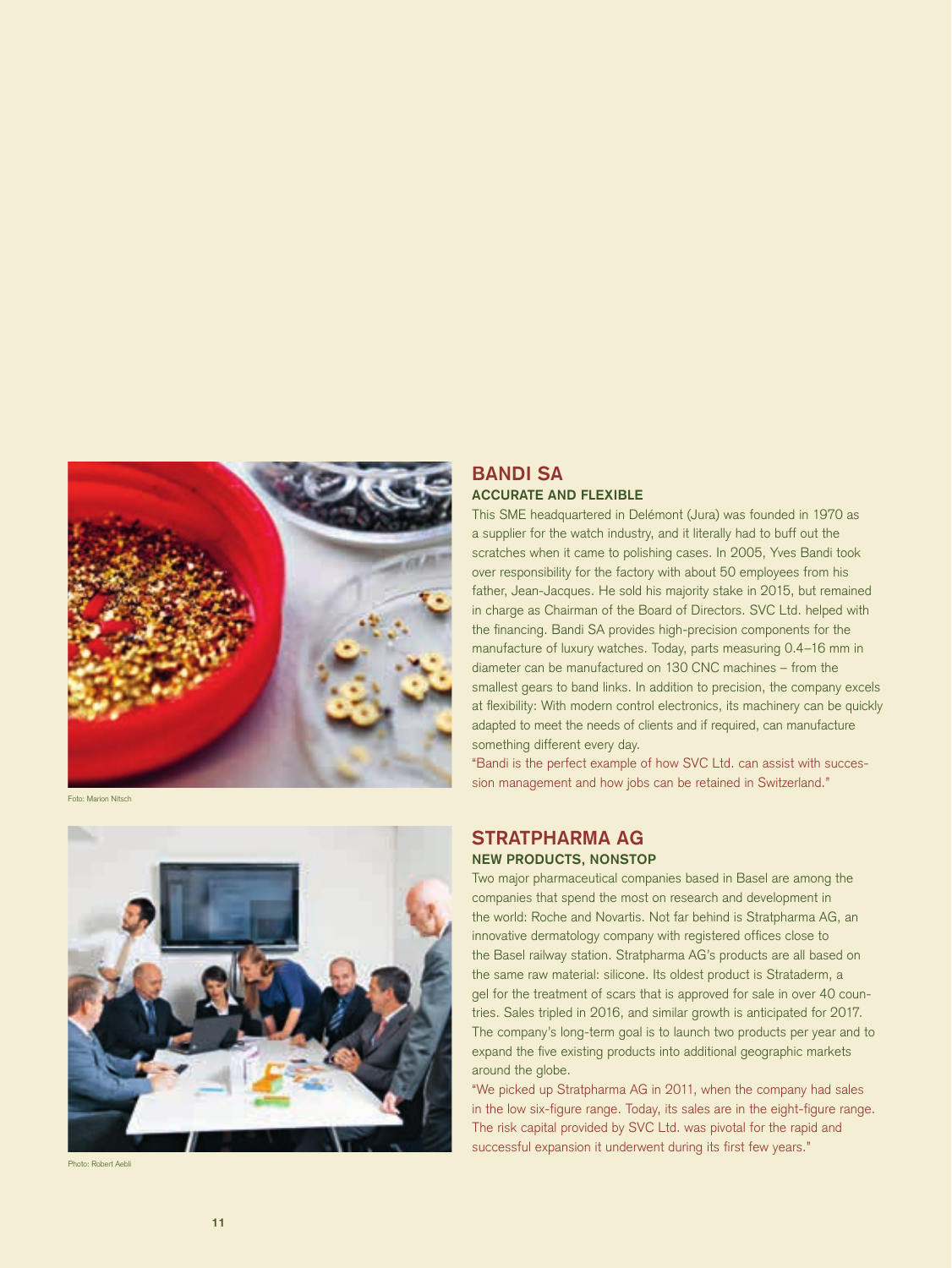Foto: Marion Nitsch

## BANDI SA

### ACCURATE AND FLEXIBLE

This SME headquartered in Delémont (Jura) was founded in 1970 as a supplier for the watch industry, and it literally had to buff out the scratches when it came to polishing cases. In 2005, Yves Bandi took over responsibility for the factory with about 50 employees from his father, Jean-Jacques. He sold his majority stake in 2015, but remained in charge as Chairman of the Board of Directors. SVC Ltd. helped with the financing. Bandi SA provides high-precision components for the manufacture of luxury watches. Today, parts measuring 0.4–16 mm in diameter can be manufactured on 130 CNC machines – from the smallest gears to band links. In addition to precision, the company excels at flexibility: With modern control electronics, its machinery can be quickly adapted to meet the needs of clients and if required, can manufacture something different every day.

"Bandi is the perfect example of how SVC Ltd. can assist with succession management and how jobs can be retained in Switzerland."

Photo: Robert Aebli

## STRATPHARMA AG

### NEW PRODUCTS, NONSTOP

Two major pharmaceutical companies based in Basel are among the companies that spend the most on research and development in the world: Roche and Novartis. Not far behind is Stratpharma AG, an innovative dermatology company with registered offices close to the Basel railway station. Stratpharma AG's products are all based on the same raw material: silicone. Its oldest product is Strataderm, a gel for the treatment of scars that is approved for sale in over 40 countries. Sales tripled in 2016, and similar growth is anticipated for 2017. The company's long-term goal is to launch two products per year and to expand the five existing products into additional geographic markets around the globe.

"We picked up Stratpharma AG in 2011, when the company had sales in the low six-figure range. Today, its sales are in the eight-figure range. The risk capital provided by SVC Ltd. was pivotal for the rapid and successful expansion it underwent during its first few years."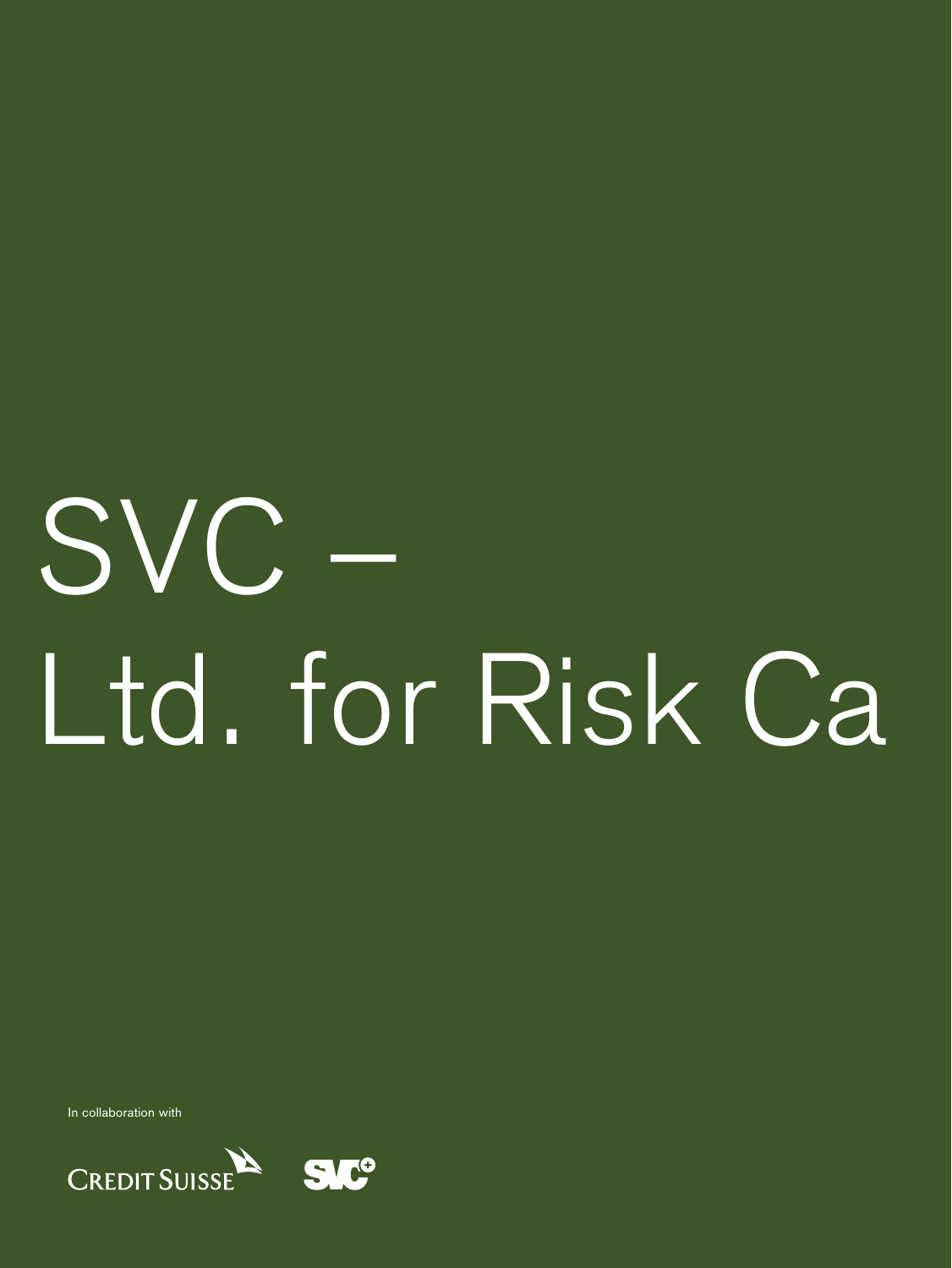# SVC – Ltd. for Risk Ca

In collaboration with

CREDIT SUISSE

SVC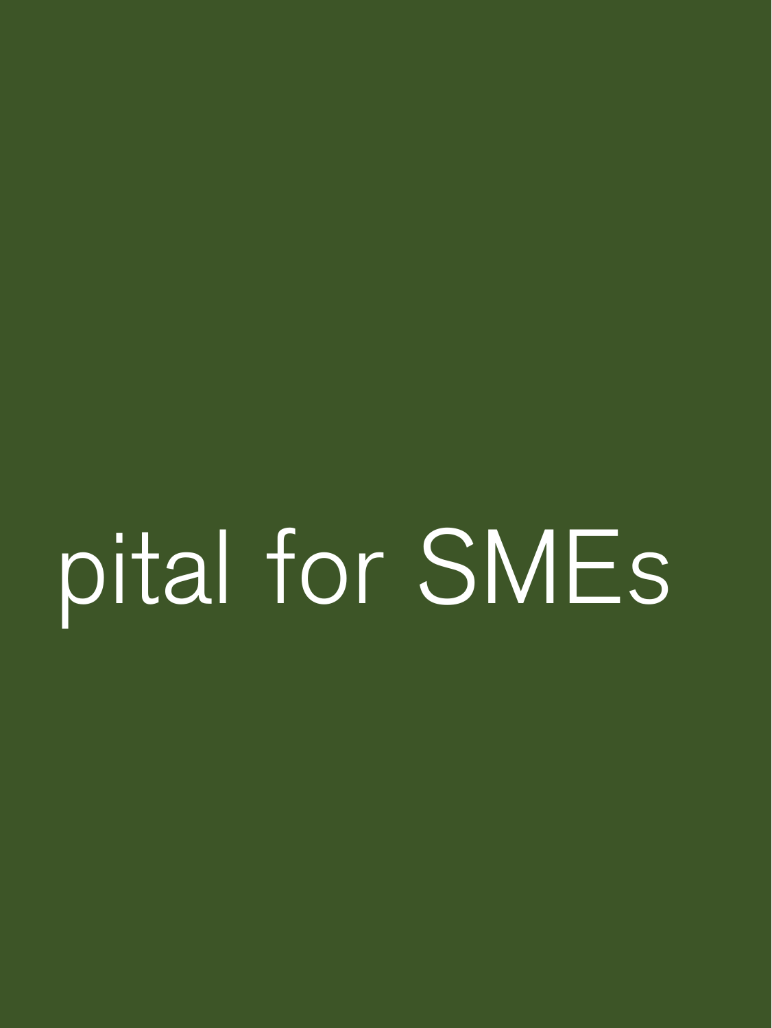pital for SMEs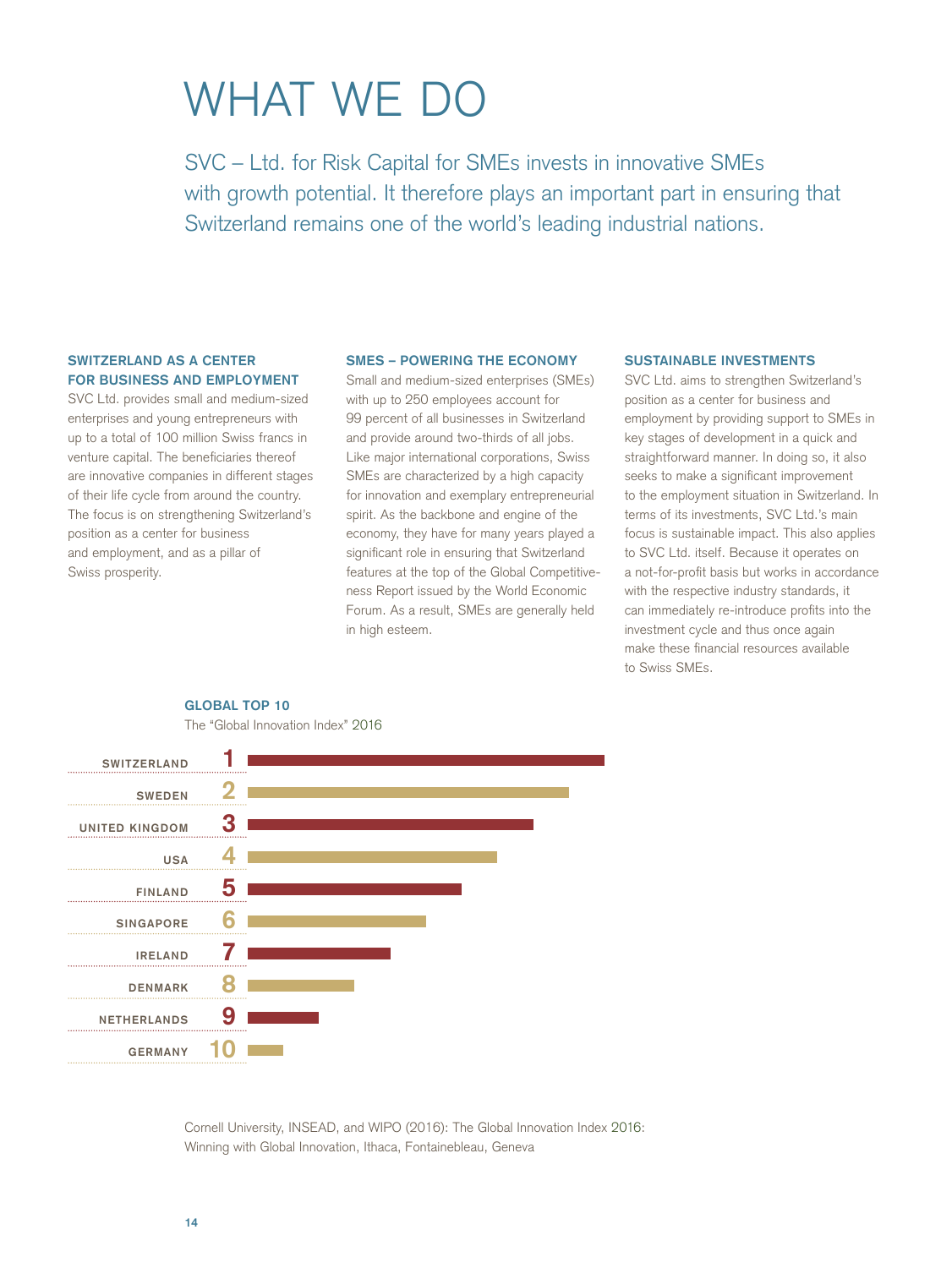# WHAT WE DO

SVC – Ltd. for Risk Capital for SMEs invests in innovative SMEs with growth potential. It therefore plays an important part in ensuring that Switzerland remains one of the world's leading industrial nations.

### SWITZERLAND AS A CENTER FOR BUSINESS AND EMPLOYMENT

SVC Ltd. provides small and medium-sized enterprises and young entrepreneurs with up to a total of 100 million Swiss francs in venture capital. The beneficiaries thereof are innovative companies in different stages of their life cycle from around the country. The focus is on strengthening Switzerland's position as a center for business and employment, and as a pillar of Swiss prosperity.

### SMES – POWERING THE ECONOMY

Small and medium-sized enterprises (SMEs) with up to 250 employees account for 99 percent of all businesses in Switzerland and provide around two-thirds of all jobs. Like major international corporations, Swiss SMEs are characterized by a high capacity for innovation and exemplary entrepreneurial spirit. As the backbone and engine of the economy, they have for many years played a significant role in ensuring that Switzerland features at the top of the Global Competitiveness Report issued by the World Economic Forum. As a result, SMEs are generally held in high esteem.

### SUSTAINABLE INVESTMENTS

SVC Ltd. aims to strengthen Switzerland's position as a center for business and employment by providing support to SMEs in key stages of development in a quick and straightforward manner. In doing so, it also seeks to make a significant improvement to the employment situation in Switzerland. In terms of its investments, SVC Ltd.'s main focus is sustainable impact. This also applies to SVC Ltd. itself. Because it operates on a not-for-profit basis but works in accordance with the respective industry standards, it can immediately re-introduce profits into the investment cycle and thus once again make these financial resources available to Swiss SMEs.

### GLOBAL TOP 10

The "Global Innovation Index" 2016

| Country | Rank |
|---|---|
| SWITZERLAND | 1 |
| SWEDEN | 2 |
| UNITED KINGDOM | 3 |
| USA | 4 |
| FINLAND | 5 |
| SINGAPORE | 6 |
| IRELAND | 7 |
| DENMARK | 8 |
| NETHERLANDS | 9 |
| GERMANY | 10 |

Cornell University, INSEAD, and WIPO (2016): The Global Innovation Index 2016: Winning with Global Innovation, Ithaca, Fontainebleau, Geneva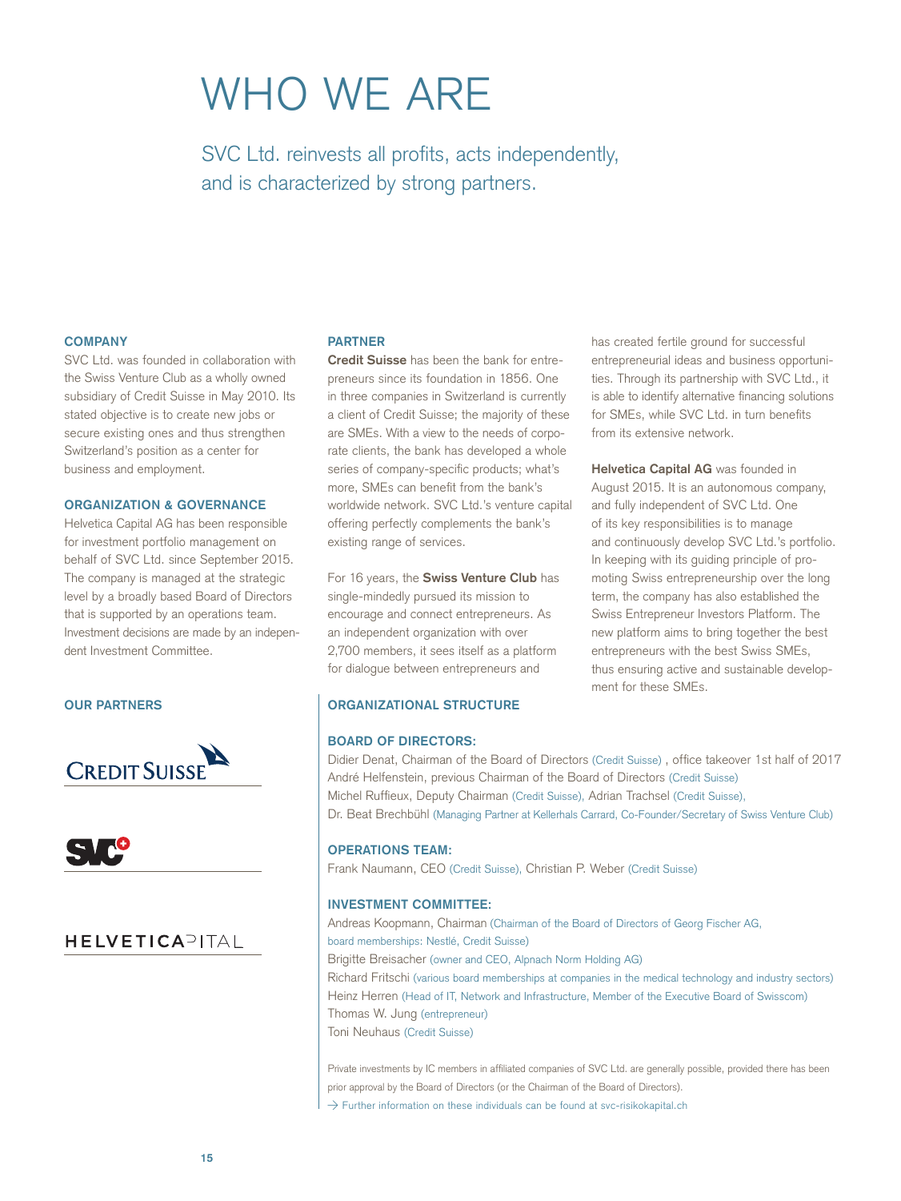# WHO WE ARE

## SVC Ltd. reinvests all profits, acts independently, and is characterized by strong partners.

### COMPANY

SVC Ltd. was founded in collaboration with the Swiss Venture Club as a wholly owned subsidiary of Credit Suisse in May 2010. Its stated objective is to create new jobs or secure existing ones and thus strengthen Switzerland's position as a center for business and employment.

### ORGANIZATION & GOVERNANCE

Helvetica Capital AG has been responsible for investment portfolio management on behalf of SVC Ltd. since September 2015. The company is managed at the strategic level by a broadly based Board of Directors that is supported by an operations team. Investment decisions are made by an independent Investment Committee.

### PARTNER

**Credit Suisse** has been the bank for entrepreneurs since its foundation in 1856. One in three companies in Switzerland is currently a client of Credit Suisse; the majority of these are SMEs. With a view to the needs of corporate clients, the bank has developed a whole series of company-specific products; what's more, SMEs can benefit from the bank's worldwide network. SVC Ltd.'s venture capital offering perfectly complements the bank's existing range of services.

For 16 years, the **Swiss Venture Club** has single-mindedly pursued its mission to encourage and connect entrepreneurs. As an independent organization with over 2,700 members, it sees itself as a platform for dialogue between entrepreneurs and has created fertile ground for successful entrepreneurial ideas and business opportunities. Through its partnership with SVC Ltd., it is able to identify alternative financing solutions for SMEs, while SVC Ltd. in turn benefits from its extensive network.

**Helvetica Capital AG** was founded in August 2015. It is an autonomous company, and fully independent of SVC Ltd. One of its key responsibilities is to manage and continuously develop SVC Ltd.'s portfolio. In keeping with its guiding principle of promoting Swiss entrepreneurship over the long term, the company has also established the Swiss Entrepreneur Investors Platform. The new platform aims to bring together the best entrepreneurs with the best Swiss SMEs, thus ensuring active and sustainable development for these SMEs.

### OUR PARTNERS

CREDIT SUISSE

SVC

HELVETICAPITAL

### ORGANIZATIONAL STRUCTURE

#### BOARD OF DIRECTORS:

Didier Denat, Chairman of the Board of Directors (Credit Suisse) , office takeover 1st half of 2017
André Helfenstein, previous Chairman of the Board of Directors (Credit Suisse)
Michel Ruffieux, Deputy Chairman (Credit Suisse), Adrian Trachsel (Credit Suisse),
Dr. Beat Brechbühl (Managing Partner at Kellerhals Carrard, Co-Founder/Secretary of Swiss Venture Club)

#### OPERATIONS TEAM:

Frank Naumann, CEO (Credit Suisse), Christian P. Weber (Credit Suisse)

#### INVESTMENT COMMITTEE:

Andreas Koopmann, Chairman (Chairman of the Board of Directors of Georg Fischer AG, board memberships: Nestlé, Credit Suisse)
Brigitte Breisacher (owner and CEO, Alpnach Norm Holding AG)
Richard Fritschi (various board memberships at companies in the medical technology and industry sectors)
Heinz Herren (Head of IT, Network and Infrastructure, Member of the Executive Board of Swisscom)
Thomas W. Jung (entrepreneur)
Toni Neuhaus (Credit Suisse)

Private investments by IC members in affiliated companies of SVC Ltd. are generally possible, provided there has been prior approval by the Board of Directors (or the Chairman of the Board of Directors).

→ Further information on these individuals can be found at svc-risikokapital.ch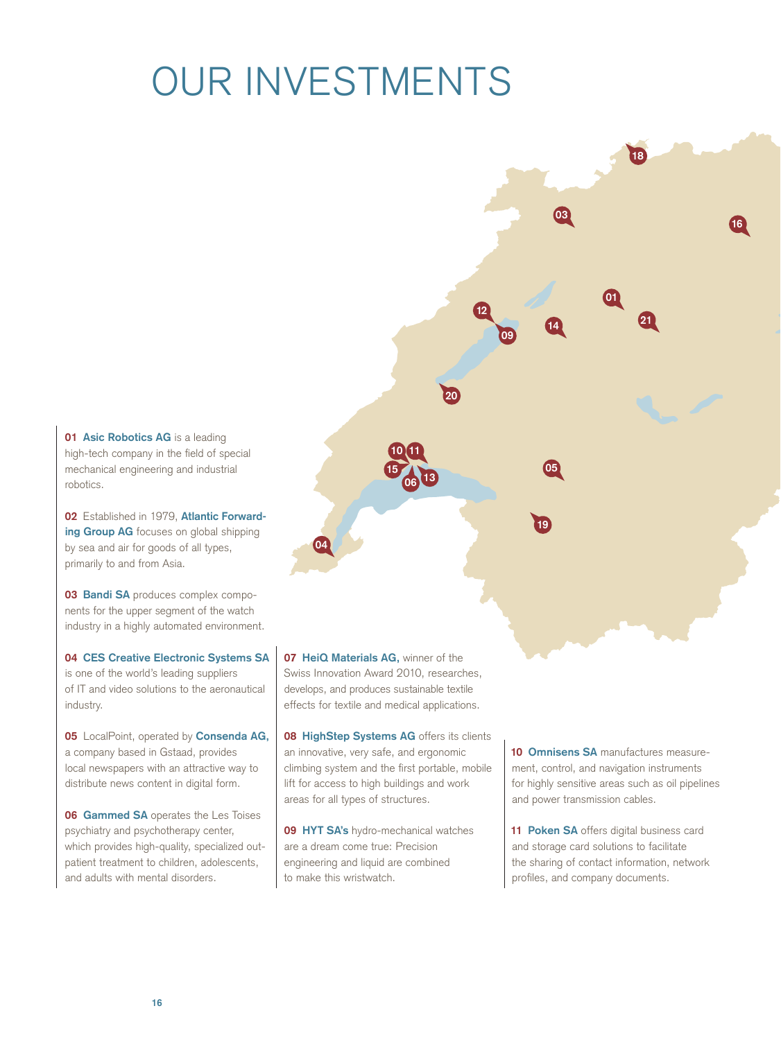# OUR INVESTMENTS

**01 Asic Robotics AG** is a leading high-tech company in the field of special mechanical engineering and industrial robotics.

**02** Established in 1979, **Atlantic Forwarding Group AG** focuses on global shipping by sea and air for goods of all types, primarily to and from Asia.

**03 Bandi SA** produces complex components for the upper segment of the watch industry in a highly automated environment.

**04 CES Creative Electronic Systems SA** is one of the world's leading suppliers of IT and video solutions to the aeronautical industry.

**05** LocalPoint, operated by **Consenda AG,** a company based in Gstaad, provides local newspapers with an attractive way to distribute news content in digital form.

**06 Gammed SA** operates the Les Toises psychiatry and psychotherapy center, which provides high-quality, specialized outpatient treatment to children, adolescents, and adults with mental disorders.

**07 HeiQ Materials AG,** winner of the Swiss Innovation Award 2010, researches, develops, and produces sustainable textile effects for textile and medical applications.

**08 HighStep Systems AG** offers its clients an innovative, very safe, and ergonomic climbing system and the first portable, mobile lift for access to high buildings and work areas for all types of structures.

**09 HYT SA's** hydro-mechanical watches are a dream come true: Precision engineering and liquid are combined to make this wristwatch.

**10 Omnisens SA** manufactures measurement, control, and navigation instruments for highly sensitive areas such as oil pipelines and power transmission cables.

**11 Poken SA** offers digital business card and storage card solutions to facilitate the sharing of contact information, network profiles, and company documents.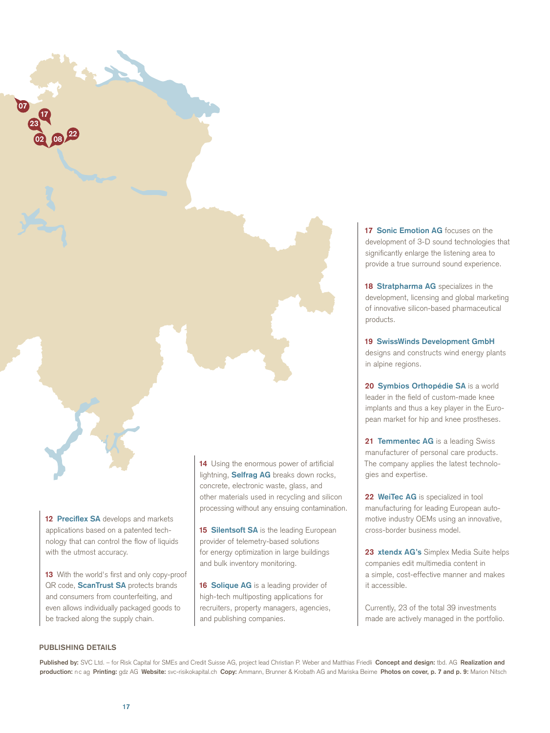**12 Preciflex SA** develops and markets applications based on a patented technology that can control the flow of liquids with the utmost accuracy.

**13** With the world's first and only copy-proof QR code, **ScanTrust SA** protects brands and consumers from counterfeiting, and even allows individually packaged goods to be tracked along the supply chain.

**14** Using the enormous power of artificial lightning, **Selfrag AG** breaks down rocks, concrete, electronic waste, glass, and other materials used in recycling and silicon processing without any ensuing contamination.

**15 Silentsoft SA** is the leading European provider of telemetry-based solutions for energy optimization in large buildings and bulk inventory monitoring.

**16 Solique AG** is a leading provider of high-tech multiposting applications for recruiters, property managers, agencies, and publishing companies.

**17 Sonic Emotion AG** focuses on the development of 3-D sound technologies that significantly enlarge the listening area to provide a true surround sound experience.

**18 Stratpharma AG** specializes in the development, licensing and global marketing of innovative silicon-based pharmaceutical products.

**19 SwissWinds Development GmbH** designs and constructs wind energy plants in alpine regions.

**20 Symbios Orthopédie SA** is a world leader in the field of custom-made knee implants and thus a key player in the European market for hip and knee prostheses.

**21 Temmentec AG** is a leading Swiss manufacturer of personal care products. The company applies the latest technologies and expertise.

**22 WeiTec AG** is specialized in tool manufacturing for leading European automotive industry OEMs using an innovative, cross-border business model.

**23 xtendx AG's** Simplex Media Suite helps companies edit multimedia content in a simple, cost-effective manner and makes it accessible.

Currently, 23 of the total 39 investments made are actively managed in the portfolio.

## PUBLISHING DETAILS

**Published by:** SVC Ltd. – for Risk Capital for SMEs and Credit Suisse AG, project lead Christian P. Weber and Matthias Friedli **Concept and design:** tbd. AG **Realization and production:** nc ag **Printing:** gdz AG **Website:** svc-risikokapital.ch **Copy:** Ammann, Brunner & Krobath AG and Mariska Beirne **Photos on cover, p. 7 and p. 9:** Marion Nitsch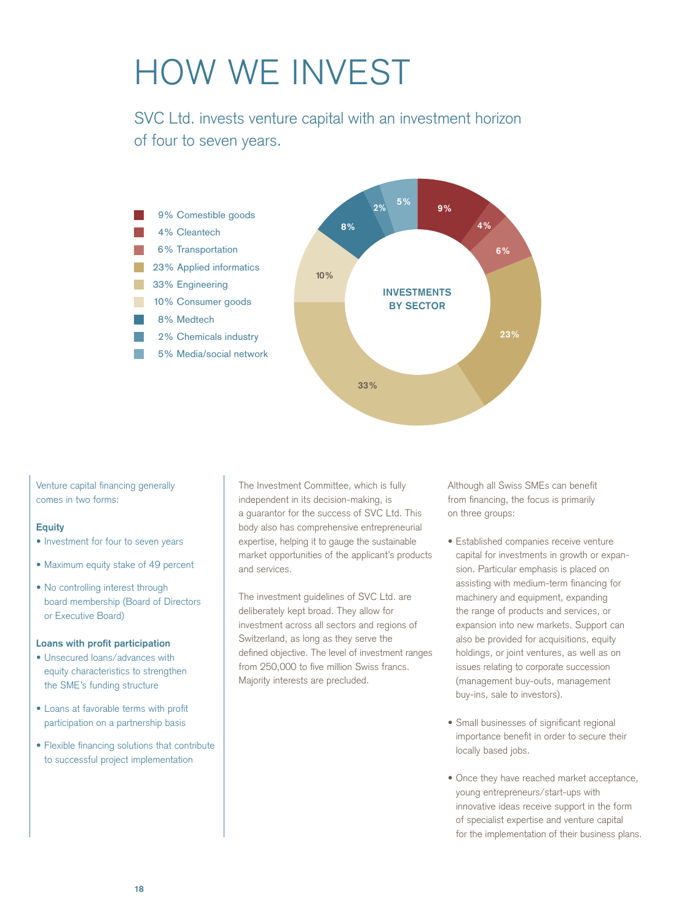# HOW WE INVEST

SVC Ltd. invests venture capital with an investment horizon of four to seven years.

**INVESTMENTS BY SECTOR**

- 9% Comestible goods
- 4% Cleantech
- 6% Transportation
- 23% Applied informatics
- 33% Engineering
- 10% Consumer goods
- 8% Medtech
- 2% Chemicals industry
- 5% Media/social network

Venture capital financing generally comes in two forms:

**Equity**

- Investment for four to seven years
- Maximum equity stake of 49 percent
- No controlling interest through board membership (Board of Directors or Executive Board)

**Loans with profit participation**

- Unsecured loans/advances with equity characteristics to strengthen the SME's funding structure
- Loans at favorable terms with profit participation on a partnership basis
- Flexible financing solutions that contribute to successful project implementation

The Investment Committee, which is fully independent in its decision-making, is a guarantor for the success of SVC Ltd. This body also has comprehensive entrepreneurial expertise, helping it to gauge the sustainable market opportunities of the applicant's products and services.

The investment guidelines of SVC Ltd. are deliberately kept broad. They allow for investment across all sectors and regions of Switzerland, as long as they serve the defined objective. The level of investment ranges from 250,000 to five million Swiss francs. Majority interests are precluded.

Although all Swiss SMEs can benefit from financing, the focus is primarily on three groups:

- Established companies receive venture capital for investments in growth or expansion. Particular emphasis is placed on assisting with medium-term financing for machinery and equipment, expanding the range of products and services, or expansion into new markets. Support can also be provided for acquisitions, equity holdings, or joint ventures, as well as on issues relating to corporate succession (management buy-outs, management buy-ins, sale to investors).
- Small businesses of significant regional importance benefit in order to secure their locally based jobs.
- Once they have reached market acceptance, young entrepreneurs/start-ups with innovative ideas receive support in the form of specialist expertise and venture capital for the implementation of their business plans.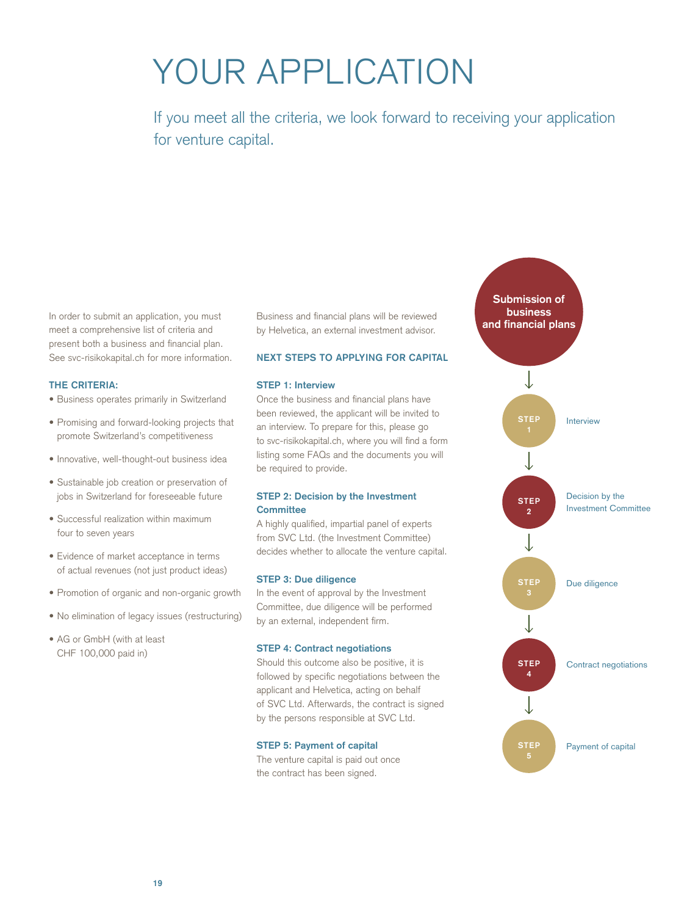# YOUR APPLICATION

If you meet all the criteria, we look forward to receiving your application for venture capital.

In order to submit an application, you must meet a comprehensive list of criteria and present both a business and financial plan. See svc-risikokapital.ch for more information.

**THE CRITERIA:**

- Business operates primarily in Switzerland
- Promising and forward-looking projects that promote Switzerland's competitiveness
- Innovative, well-thought-out business idea
- Sustainable job creation or preservation of jobs in Switzerland for foreseeable future
- Successful realization within maximum four to seven years
- Evidence of market acceptance in terms of actual revenues (not just product ideas)
- Promotion of organic and non-organic growth
- No elimination of legacy issues (restructuring)
- AG or GmbH (with at least CHF 100,000 paid in)

Business and financial plans will be reviewed by Helvetica, an external investment advisor.

## NEXT STEPS TO APPLYING FOR CAPITAL

### STEP 1: Interview

Once the business and financial plans have been reviewed, the applicant will be invited to an interview. To prepare for this, please go to svc-risikokapital.ch, where you will find a form listing some FAQs and the documents you will be required to provide.

### STEP 2: Decision by the Investment Committee

A highly qualified, impartial panel of experts from SVC Ltd. (the Investment Committee) decides whether to allocate the venture capital.

### STEP 3: Due diligence

In the event of approval by the Investment Committee, due diligence will be performed by an external, independent firm.

### STEP 4: Contract negotiations

Should this outcome also be positive, it is followed by specific negotiations between the applicant and Helvetica, acting on behalf of SVC Ltd. Afterwards, the contract is signed by the persons responsible at SVC Ltd.

### STEP 5: Payment of capital

The venture capital is paid out once the contract has been signed.

**Submission of business and financial plans**

↓

**STEP 1** – Interview

↓

**STEP 2** – Decision by the Investment Committee

↓

**STEP 3** – Due diligence

↓

**STEP 4** – Contract negotiations

↓

**STEP 5** – Payment of capital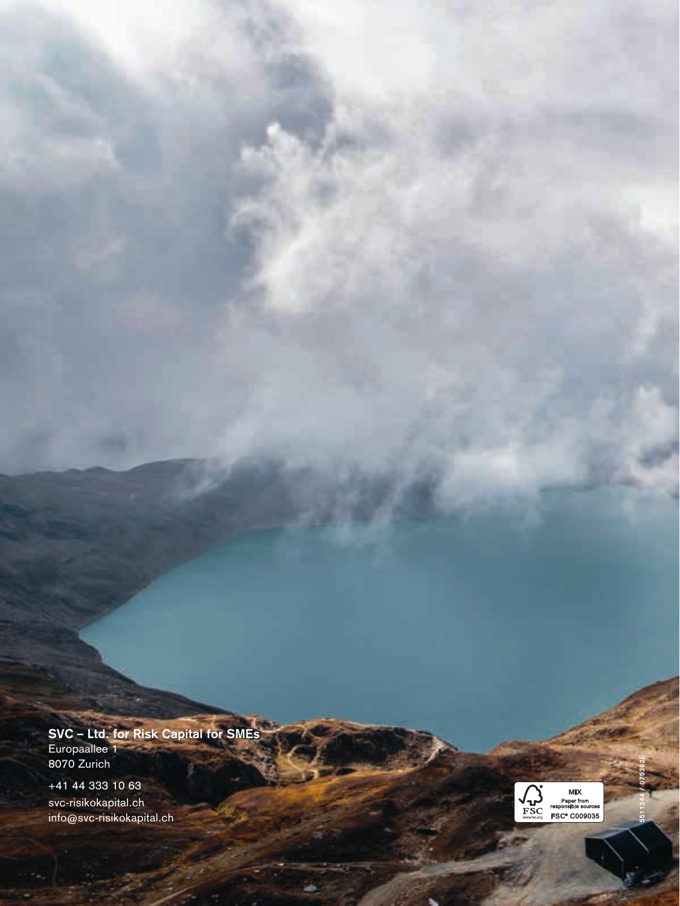**SVC – Ltd. for Risk Capital for SMEs**
Europaallee 1
8070 Zurich

+41 44 333 10 63
svc-risikokapital.ch
info@svc-risikokapital.ch

MIX
Paper from responsible sources
FSC® C009035

5511244 / 075352E